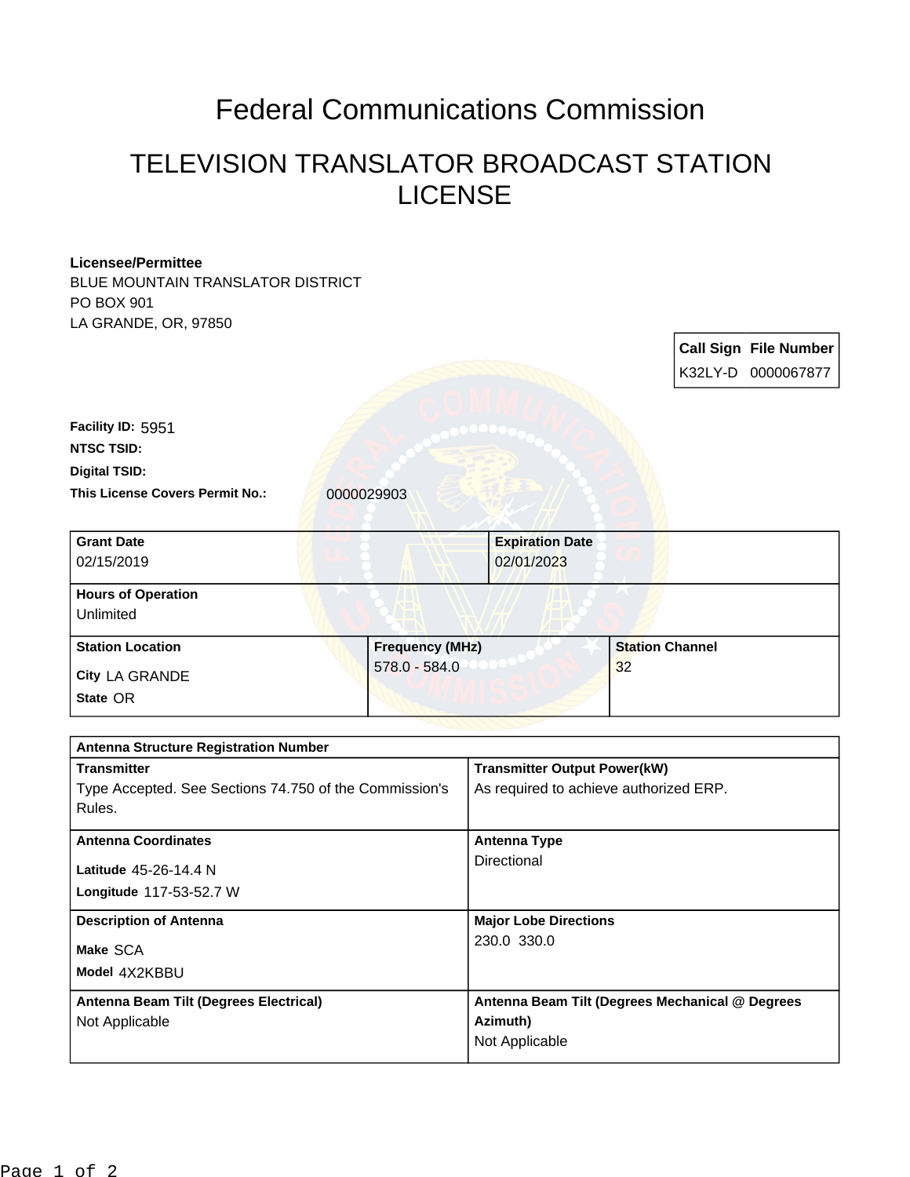# Federal Communications Commission

## TELEVISION TRANSLATOR BROADCAST STATION LICENSE

**Licensee/Permittee**
BLUE MOUNTAIN TRANSLATOR DISTRICT
PO BOX 901
LA GRANDE, OR, 97850

| Call Sign | File Number |
|---|---|
| K32LY-D | 0000067877 |

**Facility ID:** 5951
**NTSC TSID:**
**Digital TSID:**
**This License Covers Permit No.:** 0000029903

| Grant Date | Expiration Date |
|---|---|
| 02/15/2019 | 02/01/2023 |

| Hours of Operation |
|---|
| Unlimited |

| Station Location | Frequency (MHz) | Station Channel |
|---|---|---|
| City LA GRANDE<br>State OR | 578.0 - 584.0 | 32 |

| Antenna Structure Registration Number | |
|---|---|
| **Transmitter**<br>Type Accepted. See Sections 74.750 of the Commission's Rules. | **Transmitter Output Power(kW)**<br>As required to achieve authorized ERP. |
| **Antenna Coordinates**<br>Latitude 45-26-14.4 N<br>Longitude 117-53-52.7 W | **Antenna Type**<br>Directional |
| **Description of Antenna**<br>Make SCA<br>Model 4X2KBBU | **Major Lobe Directions**<br>230.0 330.0 |
| **Antenna Beam Tilt (Degrees Electrical)**<br>Not Applicable | **Antenna Beam Tilt (Degrees Mechanical @ Degrees Azimuth)**<br>Not Applicable |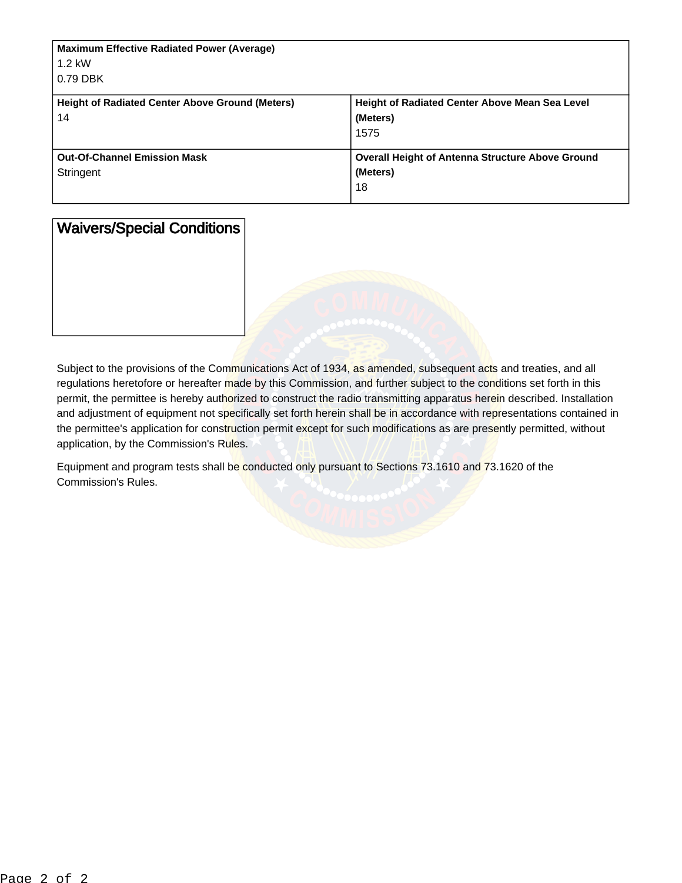| | |
|---|---|
| **Maximum Effective Radiated Power (Average)**<br>1.2 kW<br>0.79 DBK | |
| **Height of Radiated Center Above Ground (Meters)**<br>14 | **Height of Radiated Center Above Mean Sea Level (Meters)**<br>1575 |
| **Out-Of-Channel Emission Mask**<br>Stringent | **Overall Height of Antenna Structure Above Ground (Meters)**<br>18 |

| Waivers/Special Conditions |
|---|
| |

Subject to the provisions of the Communications Act of 1934, as amended, subsequent acts and treaties, and all regulations heretofore or hereafter made by this Commission, and further subject to the conditions set forth in this permit, the permittee is hereby authorized to construct the radio transmitting apparatus herein described. Installation and adjustment of equipment not specifically set forth herein shall be in accordance with representations contained in the permittee's application for construction permit except for such modifications as are presently permitted, without application, by the Commission's Rules.

Equipment and program tests shall be conducted only pursuant to Sections 73.1610 and 73.1620 of the Commission's Rules.